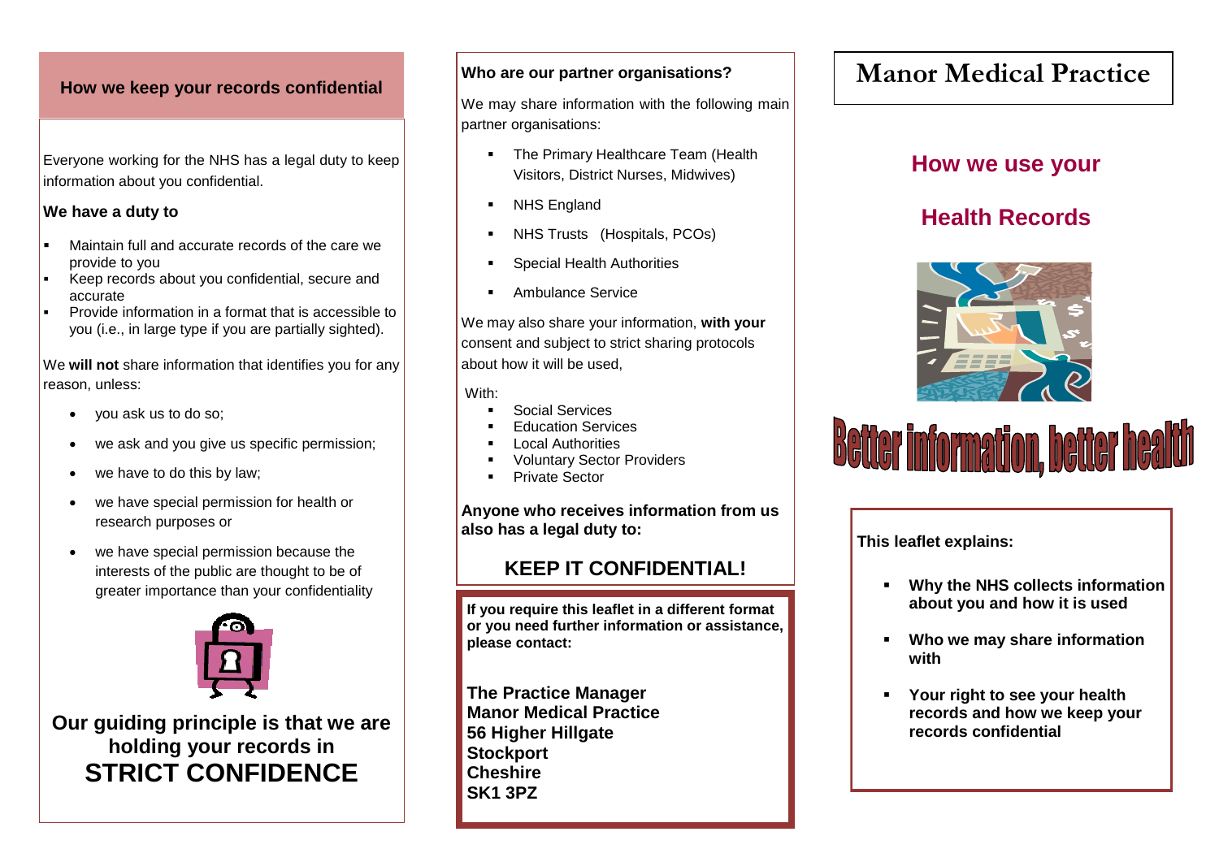## How we keep your records confidential

Everyone working for the NHS has a legal duty to keep information about you confidential.

**We have a duty to**

- Maintain full and accurate records of the care we provide to you
- Keep records about you confidential, secure and accurate
- Provide information in a format that is accessible to you (i.e., in large type if you are partially sighted).

We **will not** share information that identifies you for any reason, unless:

- you ask us to do so;
- we ask and you give us specific permission;
- we have to do this by law;
- we have special permission for health or research purposes or
- we have special permission because the interests of the public are thought to be of greater importance than your confidentiality

**Our guiding principle is that we are holding your records in STRICT CONFIDENCE**

**Who are our partner organisations?**

We may share information with the following main partner organisations:

- The Primary Healthcare Team (Health Visitors, District Nurses, Midwives)
- NHS England
- NHS Trusts (Hospitals, PCOs)
- Special Health Authorities
- Ambulance Service

We may also share your information, **with your** consent and subject to strict sharing protocols about how it will be used,

With:

- Social Services
- Education Services
- Local Authorities
- Voluntary Sector Providers
- Private Sector

**Anyone who receives information from us also has a legal duty to:**

## KEEP IT CONFIDENTIAL!

**If you require this leaflet in a different format or you need further information or assistance, please contact:**

**The Practice Manager**
**Manor Medical Practice**
**56 Higher Hillgate**
**Stockport**
**Cheshire**
**SK1 3PZ**

# Manor Medical Practice

## How we use your Health Records

## Better information, better health

**This leaflet explains:**

- **Why the NHS collects information about you and how it is used**
- **Who we may share information with**
- **Your right to see your health records and how we keep your records confidential**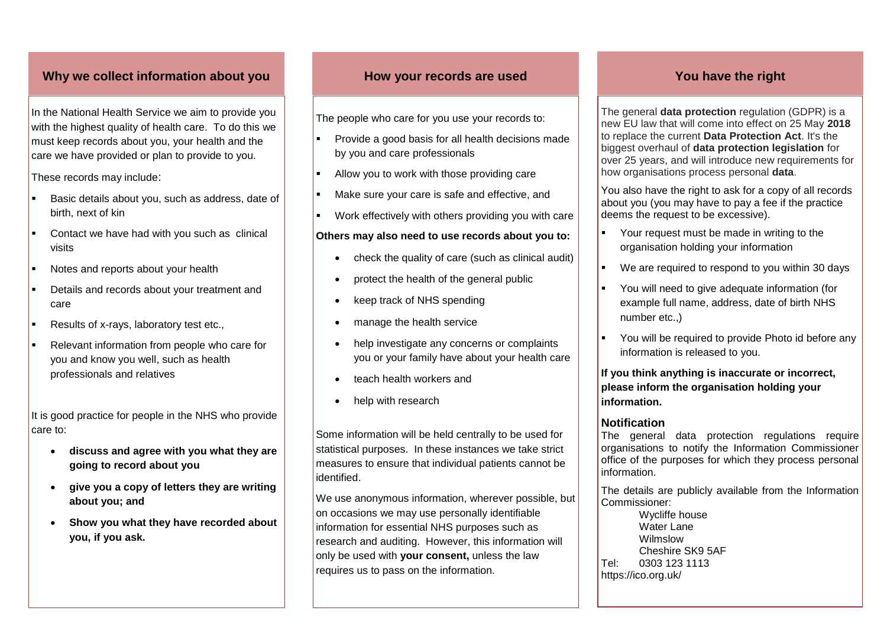## Why we collect information about you

In the National Health Service we aim to provide you with the highest quality of health care. To do this we must keep records about you, your health and the care we have provided or plan to provide to you.

These records may include:

- Basic details about you, such as address, date of birth, next of kin
- Contact we have had with you such as clinical visits
- Notes and reports about your health
- Details and records about your treatment and care
- Results of x-rays, laboratory test etc.,
- Relevant information from people who care for you and know you well, such as health professionals and relatives

It is good practice for people in the NHS who provide care to:

- **discuss and agree with you what they are going to record about you**
- **give you a copy of letters they are writing about you; and**
- **Show you what they have recorded about you, if you ask.**

## How your records are used

The people who care for you use your records to:

- Provide a good basis for all health decisions made by you and care professionals
- Allow you to work with those providing care
- Make sure your care is safe and effective, and
- Work effectively with others providing you with care

**Others may also need to use records about you to:**

- check the quality of care (such as clinical audit)
- protect the health of the general public
- keep track of NHS spending
- manage the health service
- help investigate any concerns or complaints you or your family have about your health care
- teach health workers and
- help with research

Some information will be held centrally to be used for statistical purposes. In these instances we take strict measures to ensure that individual patients cannot be identified.

We use anonymous information, wherever possible, but on occasions we may use personally identifiable information for essential NHS purposes such as research and auditing. However, this information will only be used with **your consent,** unless the law requires us to pass on the information.

## You have the right

The general **data protection** regulation (GDPR) is a new EU law that will come into effect on 25 May **2018** to replace the current **Data Protection Act**. It's the biggest overhaul of **data protection legislation** for over 25 years, and will introduce new requirements for how organisations process personal **data**.

You also have the right to ask for a copy of all records about you (you may have to pay a fee if the practice deems the request to be excessive).

- Your request must be made in writing to the organisation holding your information
- We are required to respond to you within 30 days
- You will need to give adequate information (for example full name, address, date of birth NHS number etc.,)
- You will be required to provide Photo id before any information is released to you.

**If you think anything is inaccurate or incorrect, please inform the organisation holding your information.**

### Notification

The general data protection regulations require organisations to notify the Information Commissioner office of the purposes for which they process personal information.

The details are publicly available from the Information Commissioner:

Wycliffe house
Water Lane
Wilmslow
Cheshire SK9 5AF
Tel: 0303 123 1113
https://ico.org.uk/